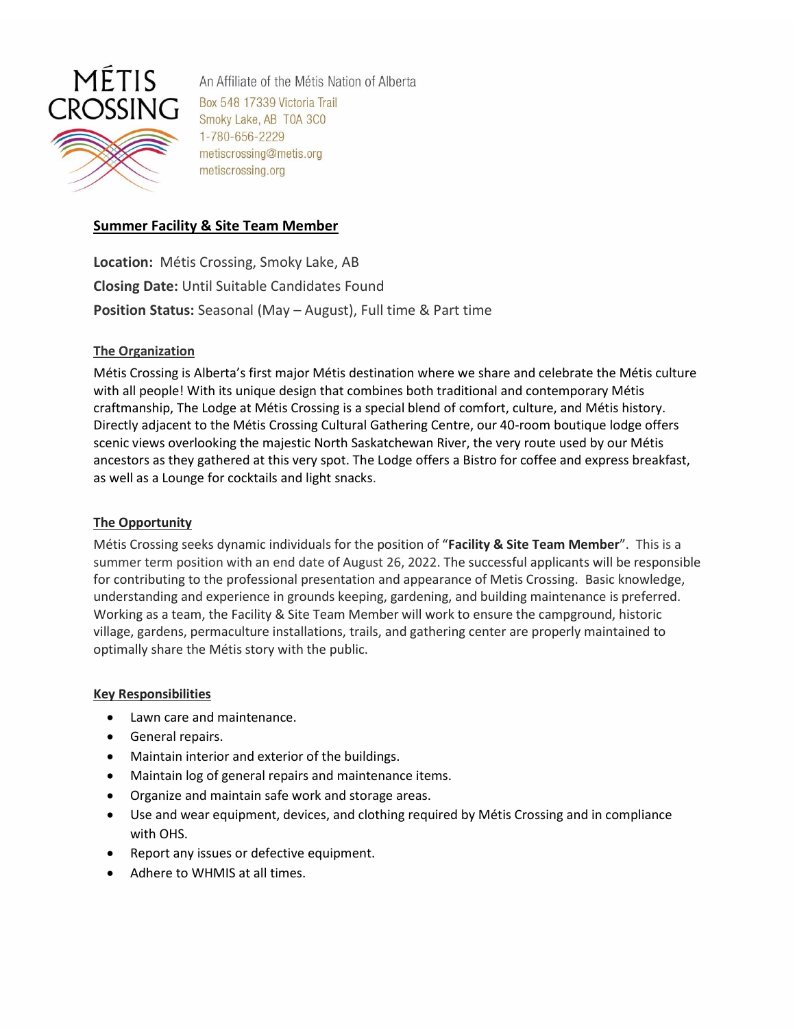MÉTIS CROSSING

An Affiliate of the Métis Nation of Alberta
Box 548 17339 Victoria Trail
Smoky Lake, AB T0A 3C0
1-780-656-2229
metiscrossing@metis.org
metiscrossing.org

## Summer Facility & Site Team Member

**Location:** Métis Crossing, Smoky Lake, AB

**Closing Date:** Until Suitable Candidates Found

**Position Status:** Seasonal (May – August), Full time & Part time

### The Organization

Métis Crossing is Alberta's first major Métis destination where we share and celebrate the Métis culture with all people! With its unique design that combines both traditional and contemporary Métis craftmanship, The Lodge at Métis Crossing is a special blend of comfort, culture, and Métis history. Directly adjacent to the Métis Crossing Cultural Gathering Centre, our 40-room boutique lodge offers scenic views overlooking the majestic North Saskatchewan River, the very route used by our Métis ancestors as they gathered at this very spot. The Lodge offers a Bistro for coffee and express breakfast, as well as a Lounge for cocktails and light snacks.

### The Opportunity

Métis Crossing seeks dynamic individuals for the position of "**Facility & Site Team Member**". This is a summer term position with an end date of August 26, 2022. The successful applicants will be responsible for contributing to the professional presentation and appearance of Metis Crossing. Basic knowledge, understanding and experience in grounds keeping, gardening, and building maintenance is preferred. Working as a team, the Facility & Site Team Member will work to ensure the campground, historic village, gardens, permaculture installations, trails, and gathering center are properly maintained to optimally share the Métis story with the public.

### Key Responsibilities

- Lawn care and maintenance.
- General repairs.
- Maintain interior and exterior of the buildings.
- Maintain log of general repairs and maintenance items.
- Organize and maintain safe work and storage areas.
- Use and wear equipment, devices, and clothing required by Métis Crossing and in compliance with OHS.
- Report any issues or defective equipment.
- Adhere to WHMIS at all times.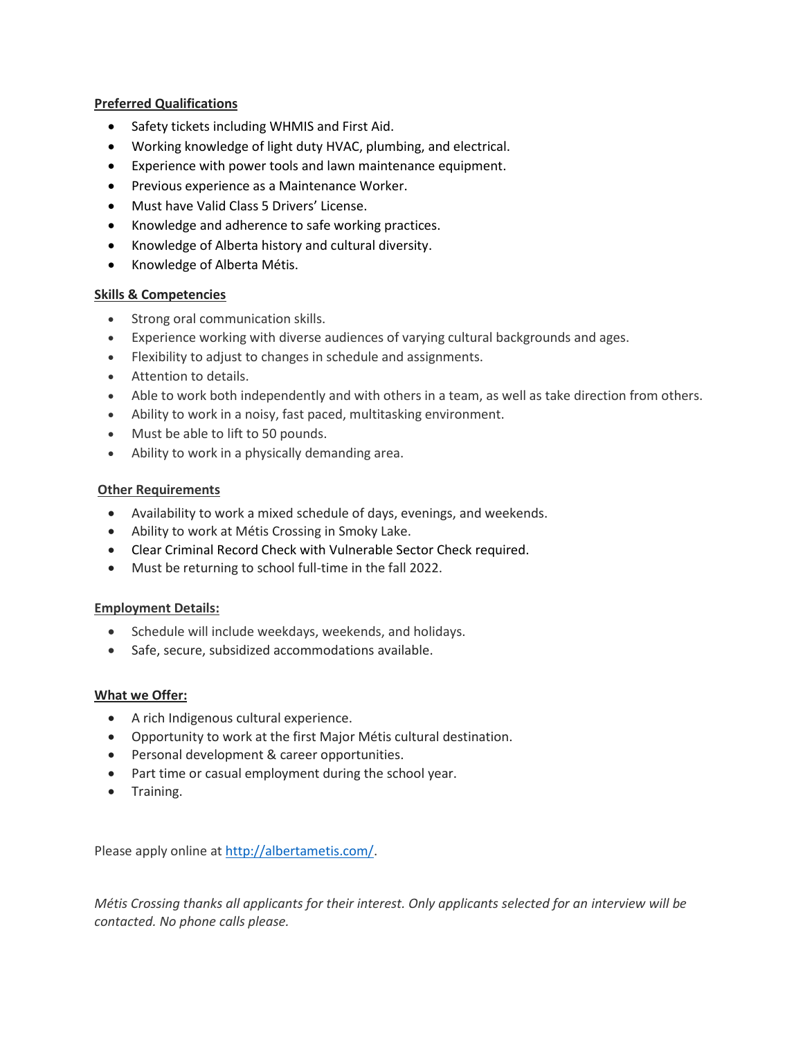**<u>Preferred Qualifications</u>**

- Safety tickets including WHMIS and First Aid.
- Working knowledge of light duty HVAC, plumbing, and electrical.
- Experience with power tools and lawn maintenance equipment.
- Previous experience as a Maintenance Worker.
- Must have Valid Class 5 Drivers' License.
- Knowledge and adherence to safe working practices.
- Knowledge of Alberta history and cultural diversity.
- Knowledge of Alberta Métis.

**<u>Skills & Competencies</u>**

- Strong oral communication skills.
- Experience working with diverse audiences of varying cultural backgrounds and ages.
- Flexibility to adjust to changes in schedule and assignments.
- Attention to details.
- Able to work both independently and with others in a team, as well as take direction from others.
- Ability to work in a noisy, fast paced, multitasking environment.
- Must be able to lift to 50 pounds.
- Ability to work in a physically demanding area.

**<u>Other Requirements</u>**

- Availability to work a mixed schedule of days, evenings, and weekends.
- Ability to work at Métis Crossing in Smoky Lake.
- Clear Criminal Record Check with Vulnerable Sector Check required.
- Must be returning to school full-time in the fall 2022.

**<u>Employment Details:</u>**

- Schedule will include weekdays, weekends, and holidays.
- Safe, secure, subsidized accommodations available.

**<u>What we Offer:</u>**

- A rich Indigenous cultural experience.
- Opportunity to work at the first Major Métis cultural destination.
- Personal development & career opportunities.
- Part time or casual employment during the school year.
- Training.

Please apply online at [http://albertametis.com/](http://albertametis.com/).

*Métis Crossing thanks all applicants for their interest. Only applicants selected for an interview will be contacted. No phone calls please.*